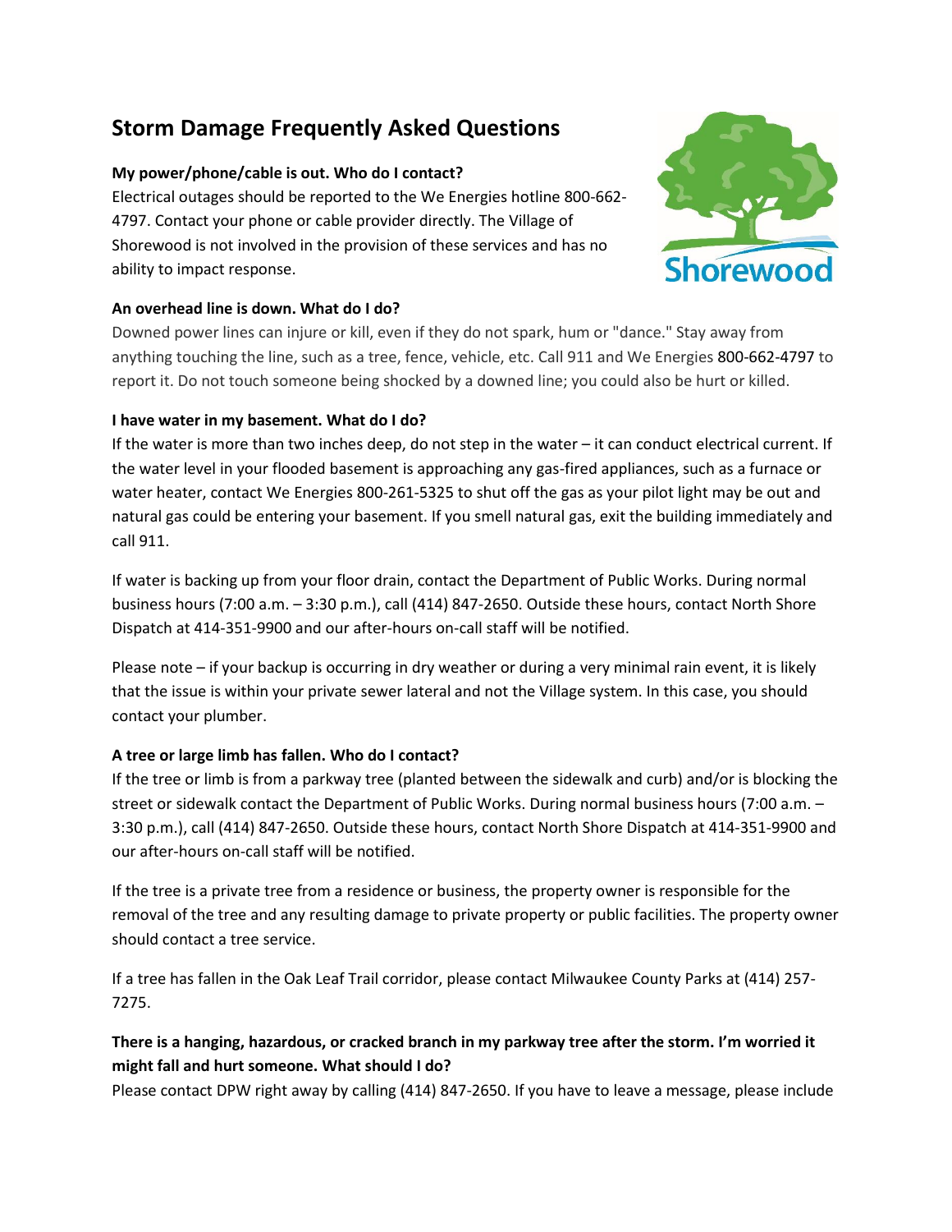# Storm Damage Frequently Asked Questions

**My power/phone/cable is out. Who do I contact?**

Electrical outages should be reported to the We Energies hotline 800-662-4797. Contact your phone or cable provider directly. The Village of Shorewood is not involved in the provision of these services and has no ability to impact response.

**An overhead line is down. What do I do?**

Downed power lines can injure or kill, even if they do not spark, hum or "dance." Stay away from anything touching the line, such as a tree, fence, vehicle, etc. Call 911 and We Energies 800-662-4797 to report it. Do not touch someone being shocked by a downed line; you could also be hurt or killed.

**I have water in my basement. What do I do?**

If the water is more than two inches deep, do not step in the water – it can conduct electrical current. If the water level in your flooded basement is approaching any gas-fired appliances, such as a furnace or water heater, contact We Energies 800-261-5325 to shut off the gas as your pilot light may be out and natural gas could be entering your basement. If you smell natural gas, exit the building immediately and call 911.

If water is backing up from your floor drain, contact the Department of Public Works. During normal business hours (7:00 a.m. – 3:30 p.m.), call (414) 847-2650. Outside these hours, contact North Shore Dispatch at 414-351-9900 and our after-hours on-call staff will be notified.

Please note – if your backup is occurring in dry weather or during a very minimal rain event, it is likely that the issue is within your private sewer lateral and not the Village system. In this case, you should contact your plumber.

**A tree or large limb has fallen. Who do I contact?**

If the tree or limb is from a parkway tree (planted between the sidewalk and curb) and/or is blocking the street or sidewalk contact the Department of Public Works. During normal business hours (7:00 a.m. – 3:30 p.m.), call (414) 847-2650. Outside these hours, contact North Shore Dispatch at 414-351-9900 and our after-hours on-call staff will be notified.

If the tree is a private tree from a residence or business, the property owner is responsible for the removal of the tree and any resulting damage to private property or public facilities. The property owner should contact a tree service.

If a tree has fallen in the Oak Leaf Trail corridor, please contact Milwaukee County Parks at (414) 257-7275.

**There is a hanging, hazardous, or cracked branch in my parkway tree after the storm. I'm worried it might fall and hurt someone. What should I do?**

Please contact DPW right away by calling (414) 847-2650. If you have to leave a message, please include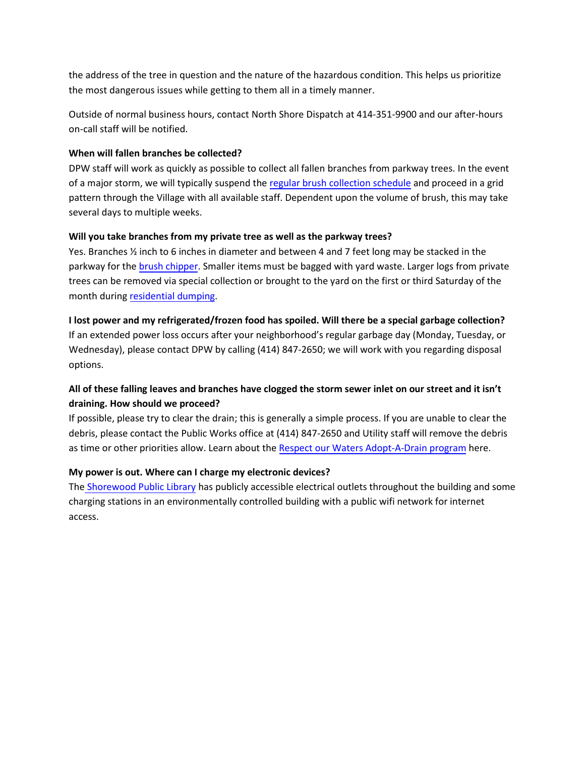the address of the tree in question and the nature of the hazardous condition. This helps us prioritize the most dangerous issues while getting to them all in a timely manner.

Outside of normal business hours, contact North Shore Dispatch at 414-351-9900 and our after-hours on-call staff will be notified.

**When will fallen branches be collected?**

DPW staff will work as quickly as possible to collect all fallen branches from parkway trees. In the event of a major storm, we will typically suspend the regular brush collection schedule and proceed in a grid pattern through the Village with all available staff. Dependent upon the volume of brush, this may take several days to multiple weeks.

**Will you take branches from my private tree as well as the parkway trees?**

Yes. Branches ½ inch to 6 inches in diameter and between 4 and 7 feet long may be stacked in the parkway for the brush chipper. Smaller items must be bagged with yard waste. Larger logs from private trees can be removed via special collection or brought to the yard on the first or third Saturday of the month during residential dumping.

**I lost power and my refrigerated/frozen food has spoiled. Will there be a special garbage collection?**

If an extended power loss occurs after your neighborhood's regular garbage day (Monday, Tuesday, or Wednesday), please contact DPW by calling (414) 847-2650; we will work with you regarding disposal options.

**All of these falling leaves and branches have clogged the storm sewer inlet on our street and it isn't draining. How should we proceed?**

If possible, please try to clear the drain; this is generally a simple process. If you are unable to clear the debris, please contact the Public Works office at (414) 847-2650 and Utility staff will remove the debris as time or other priorities allow. Learn about the Respect our Waters Adopt-A-Drain program here.

**My power is out. Where can I charge my electronic devices?**

The Shorewood Public Library has publicly accessible electrical outlets throughout the building and some charging stations in an environmentally controlled building with a public wifi network for internet access.